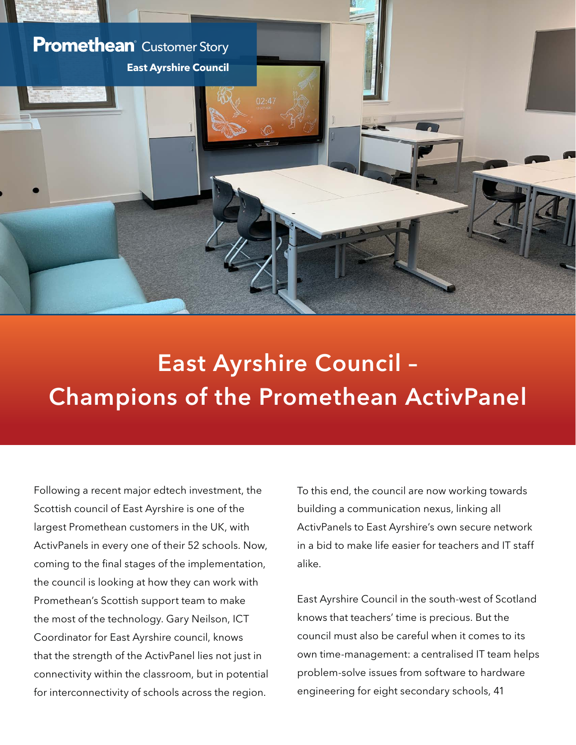**Promethean** Customer Story

**East Ayrshire Council**

# East Ayrshire Council – Champions of the Promethean ActivPanel

Following a recent major edtech investment, the Scottish council of East Ayrshire is one of the largest Promethean customers in the UK, with ActivPanels in every one of their 52 schools. Now, coming to the final stages of the implementation, the council is looking at how they can work with Promethean's Scottish support team to make the most of the technology. Gary Neilson, ICT Coordinator for East Ayrshire council, knows that the strength of the ActivPanel lies not just in connectivity within the classroom, but in potential for interconnectivity of schools across the region.

To this end, the council are now working towards building a communication nexus, linking all ActivPanels to East Ayrshire's own secure network in a bid to make life easier for teachers and IT staff alike.

East Ayrshire Council in the south-west of Scotland knows that teachers' time is precious. But the council must also be careful when it comes to its own time-management: a centralised IT team helps problem-solve issues from software to hardware engineering for eight secondary schools, 41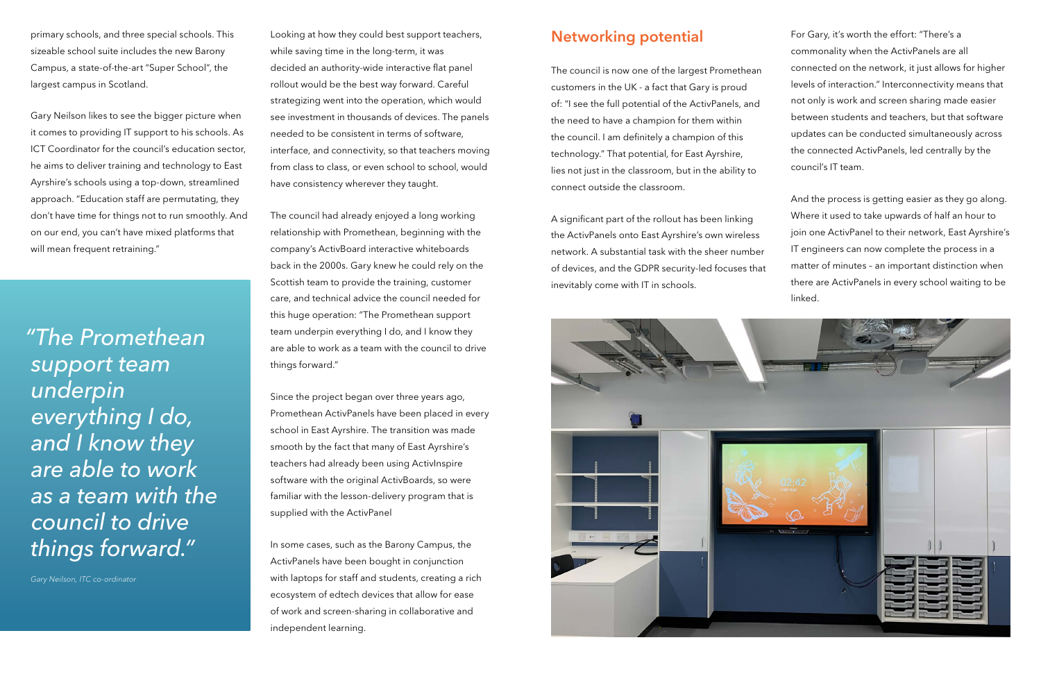primary schools, and three special schools. This sizeable school suite includes the new Barony Campus, a state-of-the-art "Super School", the largest campus in Scotland.

Gary Neilson likes to see the bigger picture when it comes to providing IT support to his schools. As ICT Coordinator for the council's education sector, he aims to deliver training and technology to East Ayrshire's schools using a top-down, streamlined approach. "Education staff are permutating, they don't have time for things not to run smoothly. And on our end, you can't have mixed platforms that will mean frequent retraining."

> *"The Promethean support team underpin everything I do, and I know they are able to work as a team with the council to drive things forward."*
>
> *Gary Neilson, ITC co-ordinator*

Looking at how they could best support teachers, while saving time in the long-term, it was decided an authority-wide interactive flat panel rollout would be the best way forward. Careful strategizing went into the operation, which would see investment in thousands of devices. The panels needed to be consistent in terms of software, interface, and connectivity, so that teachers moving from class to class, or even school to school, would have consistency wherever they taught.

The council had already enjoyed a long working relationship with Promethean, beginning with the company's ActivBoard interactive whiteboards back in the 2000s. Gary knew he could rely on the Scottish team to provide the training, customer care, and technical advice the council needed for this huge operation: "The Promethean support team underpin everything I do, and I know they are able to work as a team with the council to drive things forward."

Since the project began over three years ago, Promethean ActivPanels have been placed in every school in East Ayrshire. The transition was made smooth by the fact that many of East Ayrshire's teachers had already been using ActivInspire software with the original ActivBoards, so were familiar with the lesson-delivery program that is supplied with the ActivPanel

In some cases, such as the Barony Campus, the ActivPanels have been bought in conjunction with laptops for staff and students, creating a rich ecosystem of edtech devices that allow for ease of work and screen-sharing in collaborative and independent learning.

## Networking potential

The council is now one of the largest Promethean customers in the UK - a fact that Gary is proud of: "I see the full potential of the ActivPanels, and the need to have a champion for them within the council. I am definitely a champion of this technology." That potential, for East Ayrshire, lies not just in the classroom, but in the ability to connect outside the classroom.

A significant part of the rollout has been linking the ActivPanels onto East Ayrshire's own wireless network. A substantial task with the sheer number of devices, and the GDPR security-led focuses that inevitably come with IT in schools.

For Gary, it's worth the effort: "There's a commonality when the ActivPanels are all connected on the network, it just allows for higher levels of interaction." Interconnectivity means that not only is work and screen sharing made easier between students and teachers, but that software updates can be conducted simultaneously across the connected ActivPanels, led centrally by the council's IT team.

And the process is getting easier as they go along. Where it used to take upwards of half an hour to join one ActivPanel to their network, East Ayrshire's IT engineers can now complete the process in a matter of minutes – an important distinction when there are ActivPanels in every school waiting to be linked.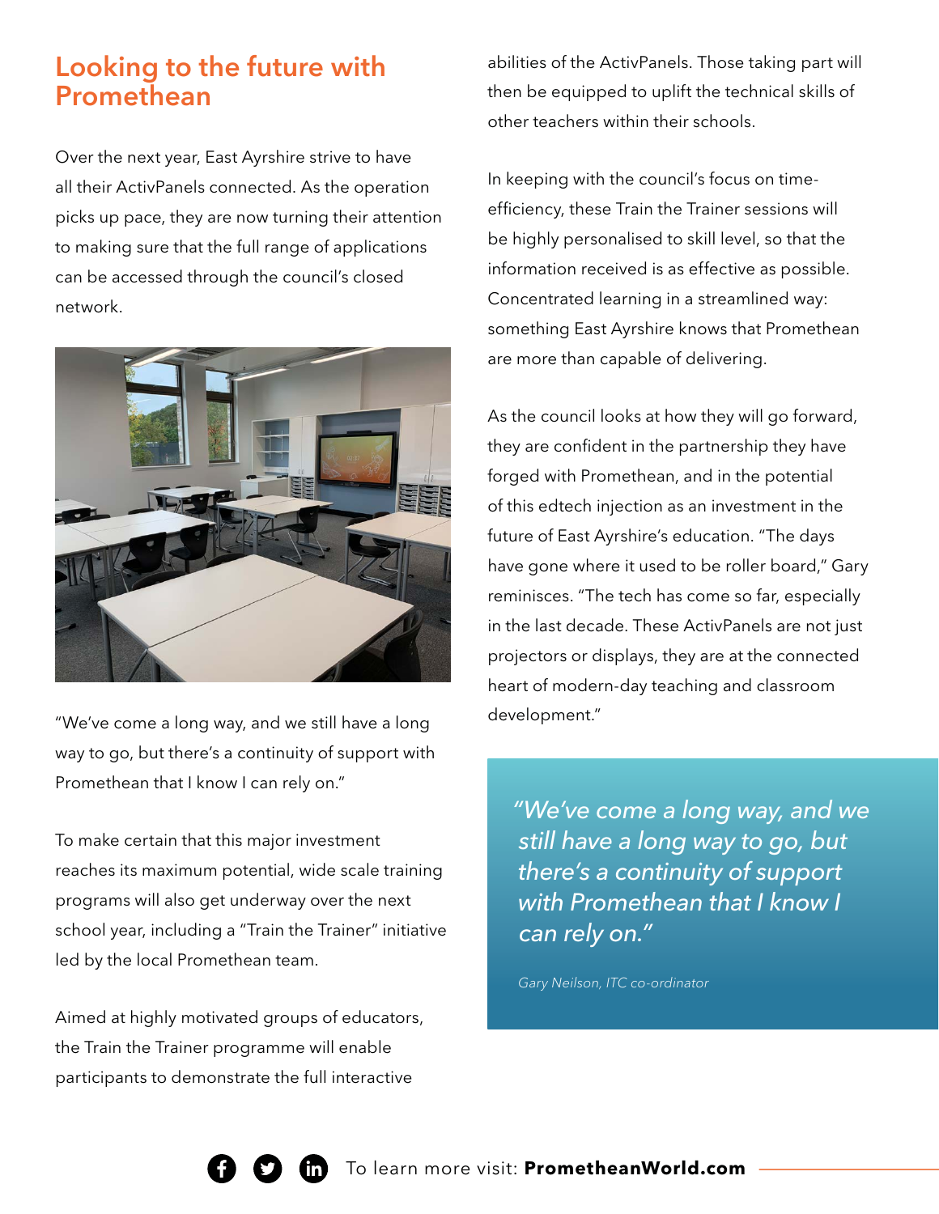## Looking to the future with Promethean

Over the next year, East Ayrshire strive to have all their ActivPanels connected. As the operation picks up pace, they are now turning their attention to making sure that the full range of applications can be accessed through the council's closed network.

"We've come a long way, and we still have a long way to go, but there's a continuity of support with Promethean that I know I can rely on."

To make certain that this major investment reaches its maximum potential, wide scale training programs will also get underway over the next school year, including a "Train the Trainer" initiative led by the local Promethean team.

Aimed at highly motivated groups of educators, the Train the Trainer programme will enable participants to demonstrate the full interactive abilities of the ActivPanels. Those taking part will then be equipped to uplift the technical skills of other teachers within their schools.

In keeping with the council's focus on time-efficiency, these Train the Trainer sessions will be highly personalised to skill level, so that the information received is as effective as possible. Concentrated learning in a streamlined way: something East Ayrshire knows that Promethean are more than capable of delivering.

As the council looks at how they will go forward, they are confident in the partnership they have forged with Promethean, and in the potential of this edtech injection as an investment in the future of East Ayrshire's education. "The days have gone where it used to be roller board," Gary reminisces. "The tech has come so far, especially in the last decade. These ActivPanels are not just projectors or displays, they are at the connected heart of modern-day teaching and classroom development."

> *"We've come a long way, and we still have a long way to go, but there's a continuity of support with Promethean that I know I can rely on."*
>
> *Gary Neilson, ITC co-ordinator*

To learn more visit: **PrometheanWorld.com**